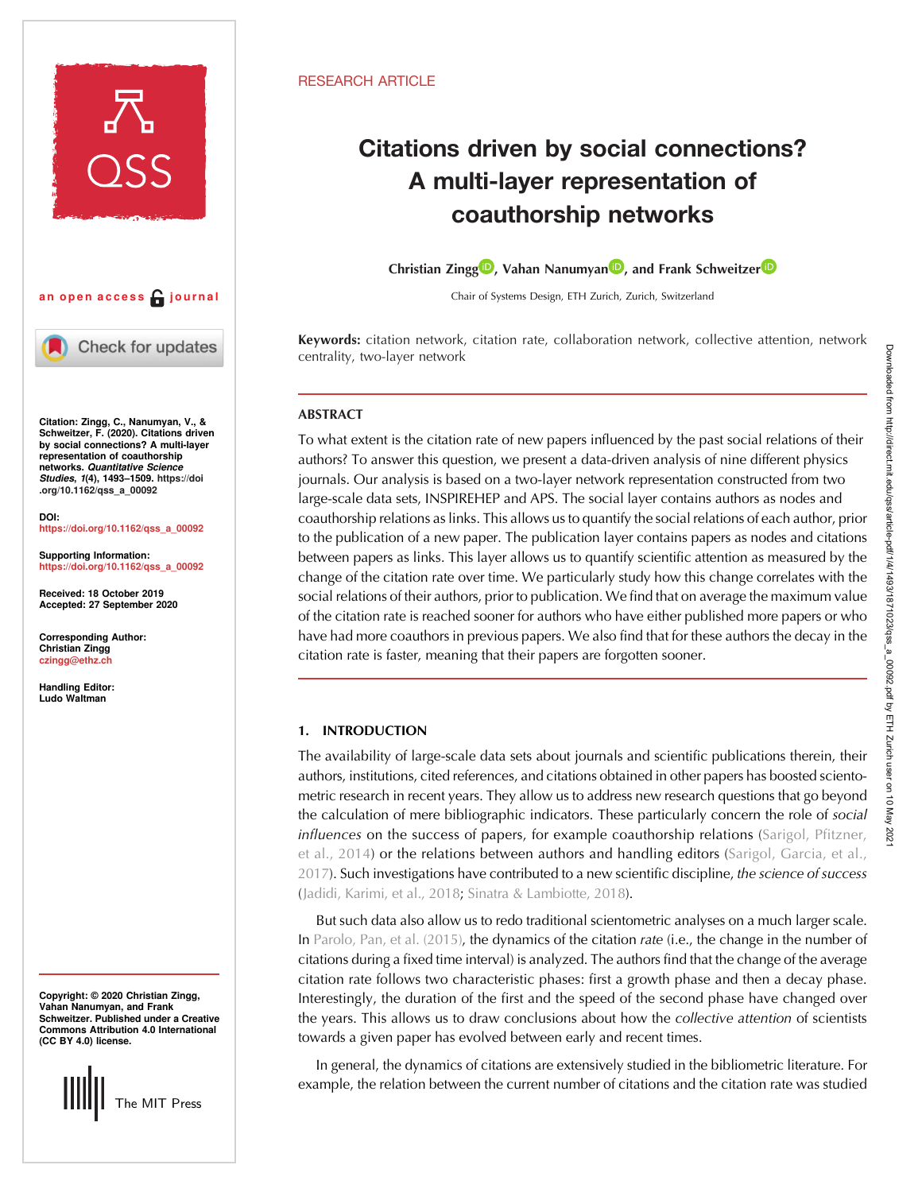RESEARCH ARTICLE

# Citations driven by social connections? A multi-layer representation of coauthorship networks

**Christian Zingg, Vahan Nanumyan, and Frank Schweitzer**

Chair of Systems Design, ETH Zurich, Zurich, Switzerland

**Keywords:** citation network, citation rate, collaboration network, collective attention, network centrality, two-layer network

an open access journal

**Citation:** Zingg, C., Nanumyan, V., & Schweitzer, F. (2020). Citations driven by social connections? A multi-layer representation of coauthorship networks. *Quantitative Science Studies*, *1*(4), 1493–1509. https://doi.org/10.1162/qss_a_00092

**DOI:** https://doi.org/10.1162/qss_a_00092

**Supporting Information:** https://doi.org/10.1162/qss_a_00092

**Received:** 18 October 2019
**Accepted:** 27 September 2020

**Corresponding Author:** Christian Zingg czingg@ethz.ch

**Handling Editor:** Ludo Waltman

**Copyright:** © 2020 Christian Zingg, Vahan Nanumyan, and Frank Schweitzer. Published under a Creative Commons Attribution 4.0 International (CC BY 4.0) license.

## ABSTRACT

To what extent is the citation rate of new papers influenced by the past social relations of their authors? To answer this question, we present a data-driven analysis of nine different physics journals. Our analysis is based on a two-layer network representation constructed from two large-scale data sets, INSPIREHEP and APS. The social layer contains authors as nodes and coauthorship relations as links. This allows us to quantify the social relations of each author, prior to the publication of a new paper. The publication layer contains papers as nodes and citations between papers as links. This layer allows us to quantify scientific attention as measured by the change of the citation rate over time. We particularly study how this change correlates with the social relations of their authors, prior to publication. We find that on average the maximum value of the citation rate is reached sooner for authors who have either published more papers or who have had more coauthors in previous papers. We also find that for these authors the decay in the citation rate is faster, meaning that their papers are forgotten sooner.

## 1. INTRODUCTION

The availability of large-scale data sets about journals and scientific publications therein, their authors, institutions, cited references, and citations obtained in other papers has boosted scientometric research in recent years. They allow us to address new research questions that go beyond the calculation of mere bibliographic indicators. These particularly concern the role of *social influences* on the success of papers, for example coauthorship relations (Sarigol, Pfitzner, et al., 2014) or the relations between authors and handling editors (Sarigol, Garcia, et al., 2017). Such investigations have contributed to a new scientific discipline, *the science of success* (Jadidi, Karimi, et al., 2018; Sinatra & Lambiotte, 2018).

But such data also allow us to redo scientometric analyses on a much larger scale. In Parolo, Pan, et al. (2015), the dynamics of the citation *rate* (i.e., the change in the number of citations during a fixed time interval) is analyzed. The authors find that the change of the average citation rate follows two characteristic phases: first a growth phase and then a decay phase. Interestingly, the duration of the first and the speed of the second phase have changed over the years. This allows us to draw conclusions about how the *collective attention* of scientists towards a given paper has evolved between early and recent times.

In general, the dynamics of citations are extensively studied in the bibliometric literature. For example, the relation between the current number of citations and the citation rate was studied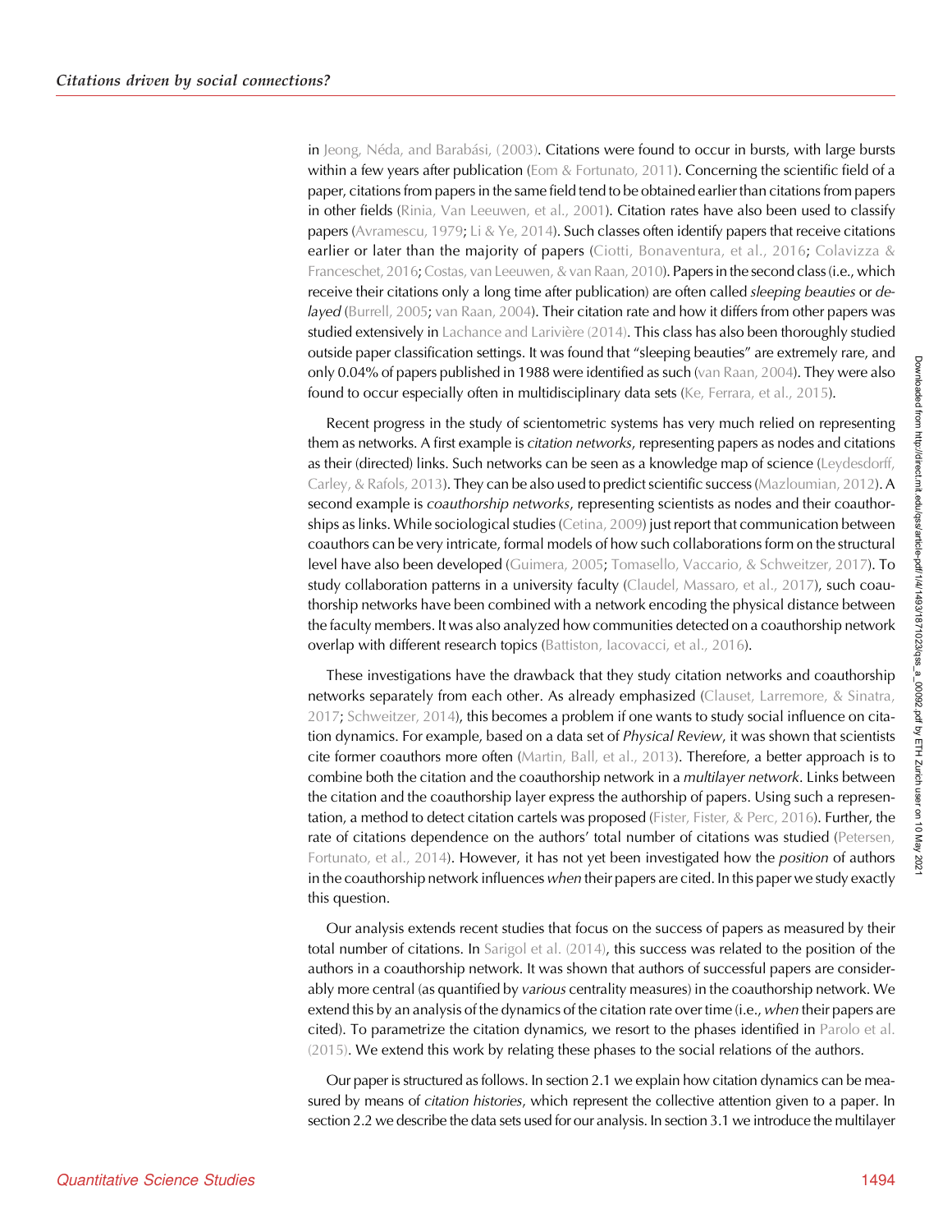in Jeong, Néda, and Barabási, (2003). Citations were found to occur in bursts, with large bursts within a few years after publication (Eom & Fortunato, 2011). Concerning the scientific field of a paper, citations from papers in the same field tend to be obtained earlier than citations from papers in other fields (Rinia, Van Leeuwen, et al., 2001). Citation rates have also been used to classify papers (Avramescu, 1979; Li & Ye, 2014). Such classes often identify papers that receive citations earlier or later than the majority of papers (Ciotti, Bonaventura, et al., 2016; Colavizza & Franceschet, 2016; Costas, van Leeuwen, & van Raan, 2010). Papers in the second class (i.e., which receive their citations only a long time after publication) are often called *sleeping beauties* or *delayed* (Burrell, 2005; van Raan, 2004). Their citation rate and how it differs from other papers was studied extensively in Lachance and Larivière (2014). This class has also been thoroughly studied outside paper classification settings. It was found that "sleeping beauties" are extremely rare, and only 0.04% of papers published in 1988 were identified as such (van Raan, 2004). They were also found to occur especially often in multidisciplinary data sets (Ke, Ferrara, et al., 2015).

Recent progress in the study of scientometric systems has very much relied on representing them as networks. A first example is *citation networks*, representing papers as nodes and citations as their (directed) links. Such networks can be seen as a knowledge map of science (Leydesdorff, Carley, & Rafols, 2013). They can be also used to predict scientific success (Mazloumian, 2012). A second example is *coauthorship networks*, representing scientists as nodes and their coauthorships as links. While sociological studies (Cetina, 2009) just report that communication between coauthors can be very intricate, formal models of how such collaborations form on the structural level have also been developed (Guimera, 2005; Tomasello, Vaccario, & Schweitzer, 2017). To study collaboration patterns in a university faculty (Claudel, Massaro, et al., 2017), such coauthorship networks have been combined with a network encoding the physical distance between the faculty members. It was also analyzed how communities detected on a coauthorship network overlap with different research topics (Battiston, Iacovacci, et al., 2016).

These investigations have the drawback that they study citation networks and coauthorship networks separately from each other. As already emphasized (Clauset, Larremore, & Sinatra, 2017; Schweitzer, 2014), this becomes a problem if one wants to study social influence on citation dynamics. For example, based on a data set of *Physical Review*, it was shown that scientists cite former coauthors more often (Martin, Ball, et al., 2013). Therefore, a better approach is to combine both the citation and the coauthorship network in a *multilayer network*. Links between the citation and the coauthorship layer express the authorship of papers. Using such a representation, a method to detect citation cartels was proposed (Fister, Fister, & Perc, 2016). Further, the rate of citations dependence on the authors' total number of citations was studied (Petersen, Fortunato, et al., 2014). However, it has not yet been investigated how the *position* of authors in the coauthorship network influences *when* their papers are cited. In this paper we study exactly this question.

Our analysis extends recent studies that focus on the success of papers as measured by their total number of citations. In Sarigol et al. (2014), this success was related to the position of the authors in a coauthorship network. It was shown that authors of successful papers are considerably more central (as quantified by *various* centrality measures) in the coauthorship network. We extend this by an analysis of the dynamics of the citation rate over time (i.e., *when* their papers are cited). To parametrize the citation dynamics, we resort to the phases identified in Parolo et al. (2015). We extend this work by relating these phases to the social relations of the authors.

Our paper is structured as follows. In section 2.1 we explain how citation dynamics can be measured by means of *citation histories*, which represent the collective attention given to a paper. In section 2.2 we describe the data sets used for our analysis. In section 3.1 we introduce the multilayer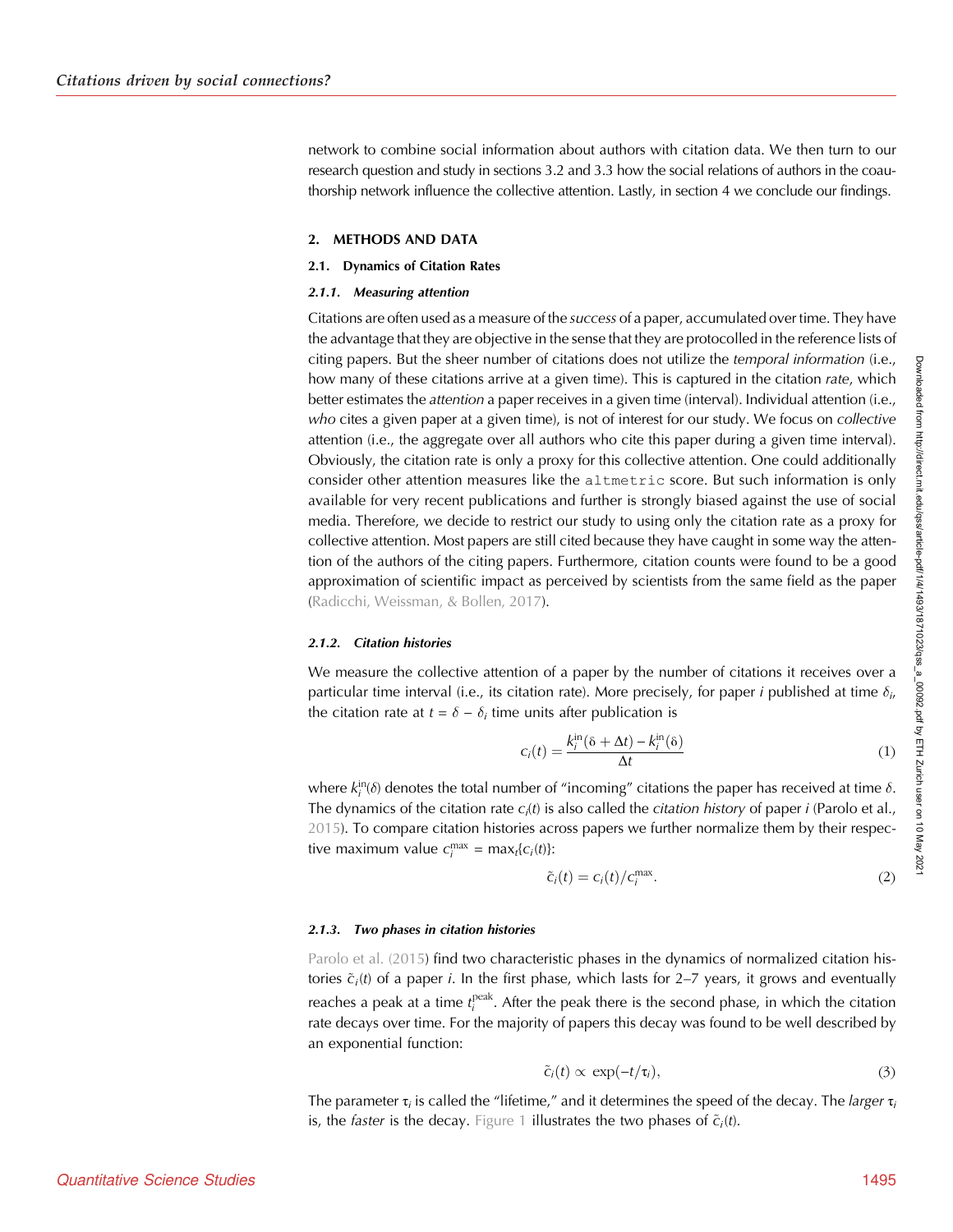network to combine social information about authors with citation data. We then turn to our research question and study in sections 3.2 and 3.3 how the social relations of authors in the coauthorship network influence the collective attention. Lastly, in section 4 we conclude our findings.

## 2. METHODS AND DATA

### 2.1. Dynamics of Citation Rates

#### 2.1.1. *Measuring attention*

Citations are often used as a measure of the *success* of a paper, accumulated over time. They have the advantage that they are objective in the sense that they are protocolled in the reference lists of citing papers. But the sheer number of citations does not utilize the *temporal information* (i.e., how many of these citations arrive at a given time). This is captured in the citation *rate*, which better estimates the *attention* a paper receives in a given time (interval). Individual attention (i.e., *who* cites a given paper at a given time), is not of interest for our study. We focus on *collective* attention (i.e., the aggregate over all authors who cite this paper during a given time interval). Obviously, the citation rate is only a proxy for this collective attention. One could additionally consider other attention measures like the `altmetric` score. But such information is only available for very recent publications and further is strongly biased against the use of social media. Therefore, we decide to restrict our study to using only the citation rate as a proxy for collective attention. Most papers are still cited because they have caught in some way the attention of the authors of the citing papers. Furthermore, citation counts were found to be a good approximation of scientific impact as perceived by scientists from the same field as the paper (Radicchi, Weissman, & Bollen, 2017).

#### 2.1.2. *Citation histories*

We measure the collective attention of a paper by the number of citations it receives over a particular time interval (i.e., its citation rate). More precisely, for paper $i$ published at time $\delta_i$, the citation rate at $t = \delta - \delta_i$ time units after publication is

$$c_i(t) = \frac{k_i^{\text{in}}(\delta + \Delta t) - k_i^{\text{in}}(\delta)}{\Delta t} \tag{1}$$

where $k_i^{\text{in}}(\delta)$ denotes the total number of "incoming" citations the paper has received at time $\delta$. The dynamics of the citation rate $c_i(t)$ is also called the *citation history* of paper $i$ (Parolo et al., 2015). To compare citation histories across papers we further normalize them by their respective maximum value $c_i^{\max} = \max_t\{c_i(t)\}$:

$$\tilde{c}_i(t) = c_i(t)/c_i^{\max}. \tag{2}$$

#### 2.1.3. *Two phases in citation histories*

Parolo et al. (2015) find two characteristic phases in the dynamics of normalized citation histories $\tilde{c}_i(t)$ of a paper $i$. In the first phase, which lasts for 2–7 years, it grows and eventually reaches a peak at a time $t_i^{\text{peak}}$. After the peak there is the second phase, in which the citation rate decays over time. For the majority of papers this decay was found to be well described by an exponential function:

$$\tilde{c}_i(t) \propto \exp(-t/\tau_i), \tag{3}$$

The parameter $\tau_i$ is called the "lifetime," and it determines the speed of the decay. The *larger* $\tau_i$ is, the *faster* is the decay. Figure 1 illustrates the two phases of $\tilde{c}_i(t)$.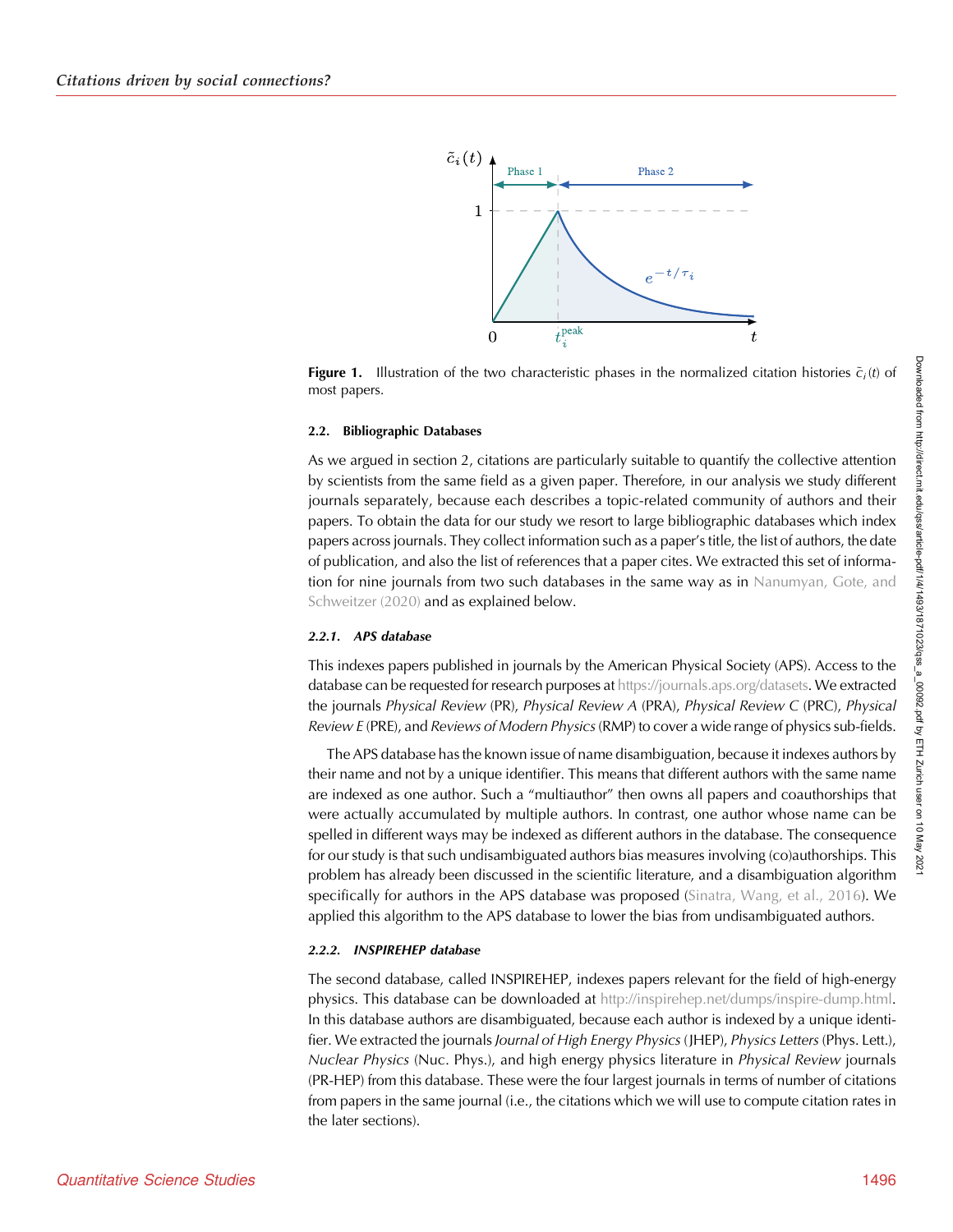**Figure 1.** Illustration of the two characteristic phases in the normalized citation histories $\tilde{c}_i(t)$ of most papers.

### 2.2. Bibliographic Databases

As we argued in section 2, citations are particularly suitable to quantify the collective attention by scientists from the same field as a given paper. Therefore, in our analysis we study different journals separately, because each describes a topic-related community of authors and their papers. To obtain the data for our study we resort to large bibliographic databases which index papers across journals. They collect information such as a paper's title, the list of authors, the date of publication, and also the list of references that a paper cites. We extracted this set of information for nine journals from two such databases in the same way as in Nanumyan, Gote, and Schweitzer (2020) and as explained below.

#### 2.2.1. APS database

This indexes papers published in journals by the American Physical Society (APS). Access to the database can be requested for research purposes at https://journals.aps.org/datasets. We extracted the journals *Physical Review* (PR), *Physical Review A* (PRA), *Physical Review C* (PRC), *Physical Review E* (PRE), and *Reviews of Modern Physics* (RMP) to cover a wide range of physics sub-fields.

The APS database has the known issue of name disambiguation, because it indexes authors by their name and not by a unique identifier. This means that different authors with the same name are indexed as one author. Such a "multiauthor" then owns all papers and coauthorships that were actually accumulated by multiple authors. In contrast, one author whose name can be spelled in different ways may be indexed as different authors in the database. The consequence for our study is that such undisambiguated authors bias measures involving (co)authorships. This problem has already been discussed in the scientific literature, and a disambiguation algorithm specifically for authors in the APS database was proposed (Sinatra, Wang, et al., 2016). We applied this algorithm to the APS database to lower the bias from undisambiguated authors.

#### 2.2.2. INSPIREHEP database

The second database, called INSPIREHEP, indexes papers relevant for the field of high-energy physics. This database can be downloaded at http://inspirehep.net/dumps/inspire-dump.html. In this database authors are disambiguated, because each author is indexed by a unique identifier. We extracted the journals *Journal of High Energy Physics* (JHEP), *Physics Letters* (Phys. Lett.), *Nuclear Physics* (Nuc. Phys.), and high energy physics literature in *Physical Review* journals (PR-HEP) from this database. These were the four largest journals in terms of number of citations from papers in the same journal (i.e., the citations which we will use to compute citation rates in the later sections).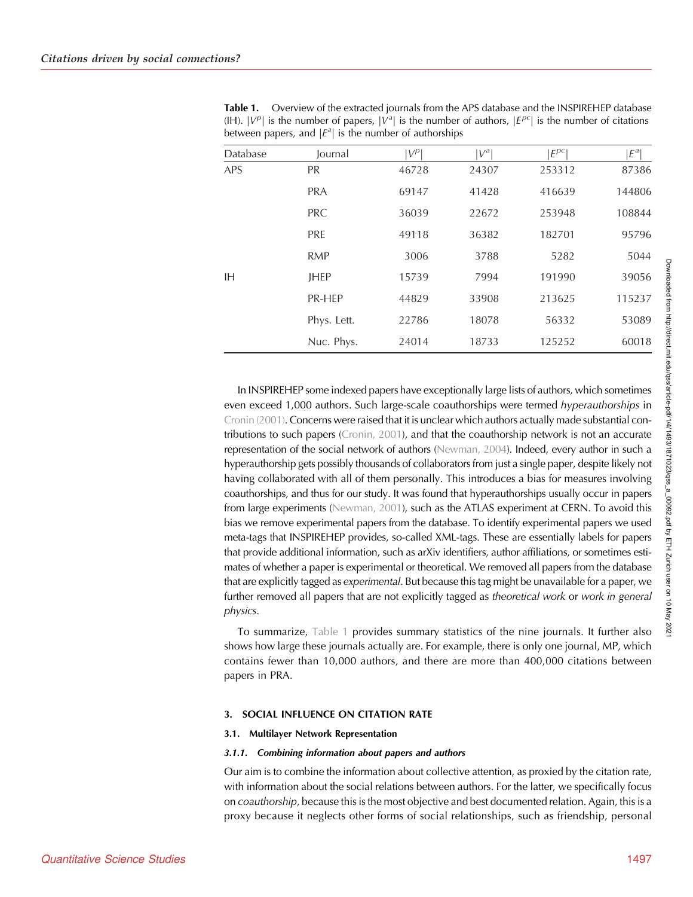**Table 1.** Overview of the extracted journals from the APS database and the INSPIREHEP database (IH). $|V^p|$ is the number of papers, $|V^a|$ is the number of authors, $|E^{pc}|$ is the number of citations between papers, and $|E^a|$ is the number of authorships

| Database | Journal | $\|V^p\|$ | $\|V^a\|$ | $\|E^{pc}\|$ | $\|E^a\|$ |
|---|---|---|---|---|---|
| APS | PR | 46728 | 24307 | 253312 | 87386 |
| | PRA | 69147 | 41428 | 416639 | 144806 |
| | PRC | 36039 | 22672 | 253948 | 108844 |
| | PRE | 49118 | 36382 | 182701 | 95796 |
| | RMP | 3006 | 3788 | 5282 | 5044 |
| IH | JHEP | 15739 | 7994 | 191990 | 39056 |
| | PR-HEP | 44829 | 33908 | 213625 | 115237 |
| | Phys. Lett. | 22786 | 18078 | 56332 | 53089 |
| | Nuc. Phys. | 24014 | 18733 | 125252 | 60018 |

In INSPIREHEP some indexed papers have exceptionally large lists of authors, which sometimes even exceed 1,000 authors. Such large-scale coauthorships were termed *hyperauthorships* in Cronin (2001). Concerns were raised that it is unclear which authors actually made substantial contributions to such papers (Cronin, 2001), and that the coauthorship network is not an accurate representation of the social network of authors (Newman, 2004). Indeed, every author in such a hyperauthorship gets possibly thousands of collaborators from just a single paper, despite likely not having collaborated with all of them personally. This introduces a bias for measures involving coauthorships, and thus for our study. It was found that hyperauthorships usually occur in papers from large experiments (Newman, 2001), such as the ATLAS experiment at CERN. To avoid this bias we remove experimental papers from the database. To identify experimental papers we used meta-tags that INSPIREHEP provides, so-called XML-tags. These are essentially labels for papers that provide additional information, such as arXiv identifiers, author affiliations, or sometimes estimates of whether a paper is experimental or theoretical. We removed all papers from the database that are explicitly tagged as *experimental*. But because this tag might be unavailable for a paper, we further removed all papers that are not explicitly tagged as *theoretical work* or *work in general physics*.

To summarize, Table 1 provides summary statistics of the nine journals. It further also shows how large these journals actually are. For example, there is only one journal, MP, which contains fewer than 10,000 authors, and there are more than 400,000 citations between papers in PRA.

## 3. SOCIAL INFLUENCE ON CITATION RATE

### 3.1. Multilayer Network Representation

#### 3.1.1. *Combining information about papers and authors*

Our aim is to combine the information about collective attention, as proxied by the citation rate, with information about the social relations between authors. For the latter, we specifically focus on *coauthorship*, because this is the most objective and best documented relation. Again, this is a proxy because it neglects other forms of social relationships, such as friendship, personal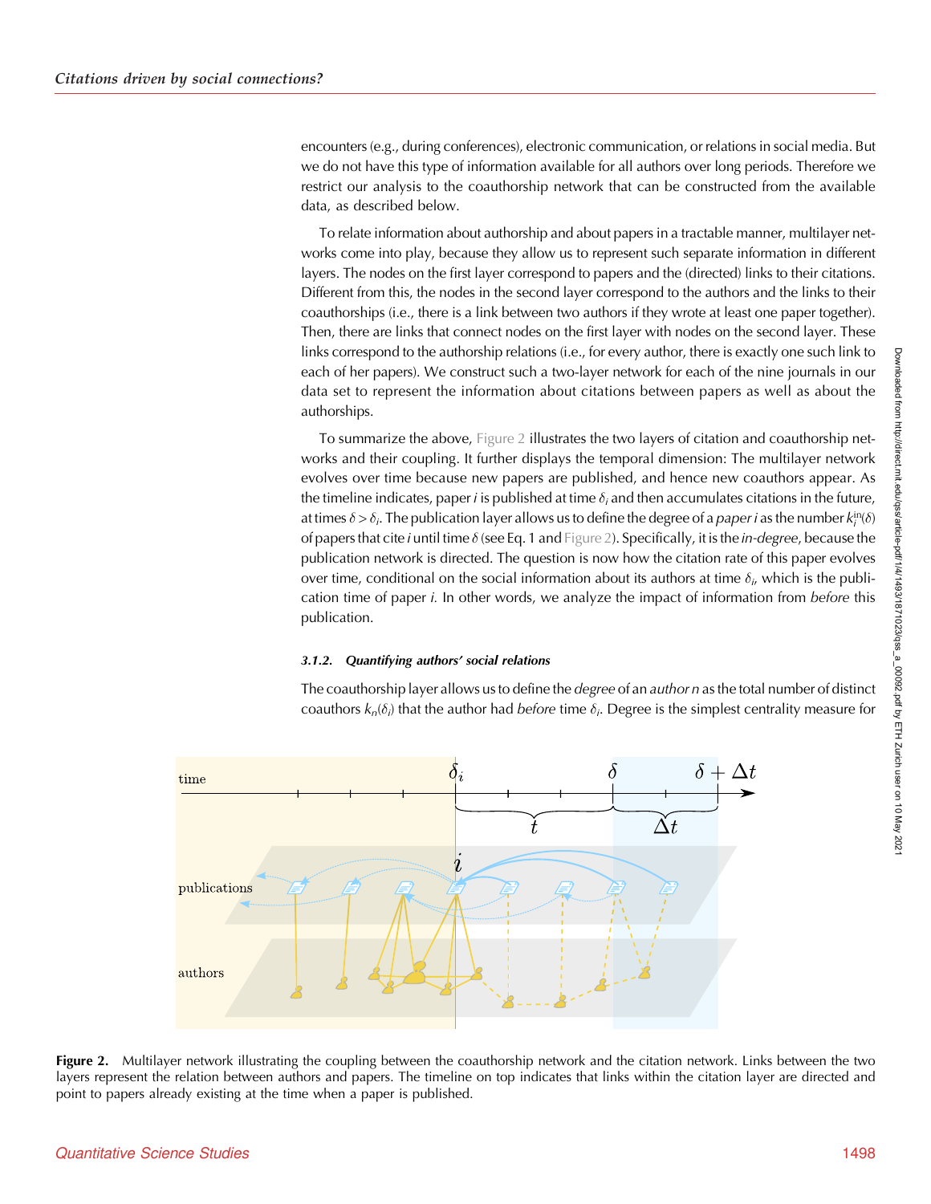encounters (e.g., during conferences), electronic communication, or relations in social media. But we do not have this type of information available for all authors over long periods. Therefore we restrict our analysis to the coauthorship network that can be constructed from the available data, as described below.

To relate information about authorship and about papers in a tractable manner, multilayer networks come into play, because they allow us to represent such separate information in different layers. The nodes on the first layer correspond to papers and the (directed) links to their citations. Different from this, the nodes in the second layer correspond to the authors and the links to their coauthorships (i.e., there is a link between two authors if they wrote at least one paper together). Then, there are links that connect nodes on the first layer with nodes on the second layer. These links correspond to the authorship relations (i.e., for every author, there is exactly one such link to each of her papers). We construct such a two-layer network for each of the nine journals in our data set to represent the information about citations between papers as well as about the authorships.

To summarize the above, Figure 2 illustrates the two layers of citation and coauthorship networks and their coupling. It further displays the temporal dimension: The multilayer network evolves over time because new papers are published, and hence new coauthors appear. As the timeline indicates, paper $i$ is published at time $\delta_i$ and then accumulates citations in the future, at times $\delta > \delta_i$. The publication layer allows us to define the degree of a *paper i* as the number $k_i^{\text{in}}(\delta)$ of papers that cite $i$ until time $\delta$ (see Eq. 1 and Figure 2). Specifically, it is the *in-degree*, because the publication network is directed. The question is now how the citation rate of this paper evolves over time, conditional on the social information about its authors at time $\delta_i$, which is the publication time of paper $i$. In other words, we analyze the impact of information from *before* this publication.

#### 3.1.2. *Quantifying authors' social relations*

The coauthorship layer allows us to define the *degree* of an *author n* as the total number of distinct coauthors $k_n(\delta_i)$ that the author had *before* time $\delta_i$. Degree is the simplest centrality measure for

**Figure 2.** Multilayer network illustrating the coupling between the coauthorship network and the citation network. Links between the two layers represent the relation between authors and papers. The timeline on top indicates that links within the citation layer are directed and point to papers already existing at the time when a paper is published.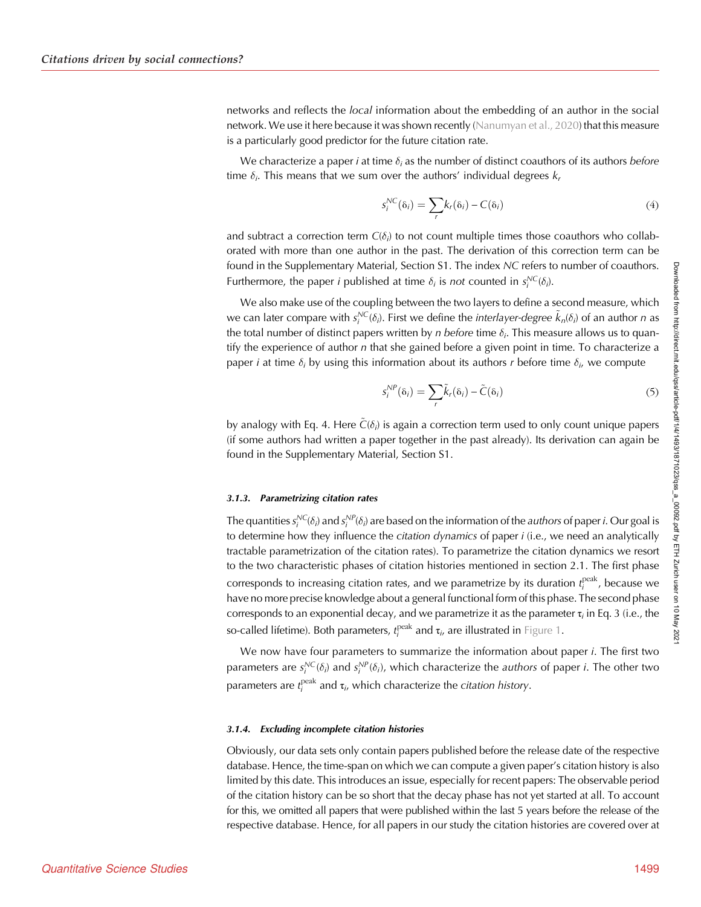networks and reflects the *local* information about the embedding of an author in the social network. We use it here because it was shown recently (Nanumyan et al., 2020) that this measure is a particularly good predictor for the future citation rate.

We characterize a paper $i$ at time $\delta_i$ as the number of distinct coauthors of its authors *before* time $\delta_i$. This means that we sum over the authors' individual degrees $k_r$

$$s_i^{NC}(\delta_i) = \sum_r k_r(\delta_i) - C(\delta_i) \tag{4}$$

and subtract a correction term $C(\delta_i)$ to not count multiple times those coauthors who collaborated with more than one author in the past. The derivation of this correction term can be found in the Supplementary Material, Section S1. The index $NC$ refers to number of coauthors. Furthermore, the paper $i$ published at time $\delta_i$ is *not* counted in $s_i^{NC}(\delta_i)$.

We also make use of the coupling between the two layers to define a second measure, which we can later compare with $s_i^{NC}(\delta_i)$. First we define the *interlayer-degree* $\tilde{k}_n(\delta_i)$ of an author $n$ as the total number of distinct papers written by $n$ *before* time $\delta_i$. This measure allows us to quantify the experience of author $n$ that she gained before a given point in time. To characterize a paper $i$ at time $\delta_i$ by using this information about its authors $r$ before time $\delta_i$, we compute

$$s_i^{NP}(\delta_i) = \sum_r \tilde{k}_r(\delta_i) - \tilde{C}(\delta_i) \tag{5}$$

by analogy with Eq. 4. Here $\tilde{C}(\delta_i)$ is again a correction term used to only count unique papers (if some authors had written a paper together in the past already). Its derivation can again be found in the Supplementary Material, Section S1.

#### 3.1.3. Parametrizing citation rates

The quantities $s_i^{NC}(\delta_i)$ and $s_i^{NP}(\delta_i)$ are based on the information of the *authors* of paper $i$. Our goal is to determine how they influence the *citation dynamics* of paper $i$ (i.e., we need an analytically tractable parametrization of the citation rates). To parametrize the citation dynamics we resort to the two characteristic phases of citation histories mentioned in section 2.1. The first phase corresponds to increasing citation rates, and we parametrize by its duration $t_i^{\text{peak}}$, because we have no more precise knowledge about a general functional form of this phase. The second phase corresponds to an exponential decay, and we parametrize it as the parameter $\tau_i$ in Eq. 3 (i.e., the so-called lifetime). Both parameters, $t_i^{\text{peak}}$ and $\tau_i$, are illustrated in Figure 1.

We now have four parameters to summarize the information about paper $i$. The first two parameters are $s_i^{NC}(\delta_i)$ and $s_i^{NP}(\delta_i)$, which characterize the *authors* of paper $i$. The other two parameters are $t_i^{\text{peak}}$ and $\tau_i$, which characterize the *citation history*.

#### 3.1.4. Excluding incomplete citation histories

Obviously, our data sets only contain papers published before the release date of the respective database. Hence, the time-span on which we can compute a given paper's citation history is also limited by this date. This introduces an issue, especially for recent papers: The observable period of the citation history can be so short that the decay phase has not yet started at all. To account for this, we omitted all papers that were published within the last 5 years before the release of the respective database. Hence, for all papers in our study the citation histories are covered over at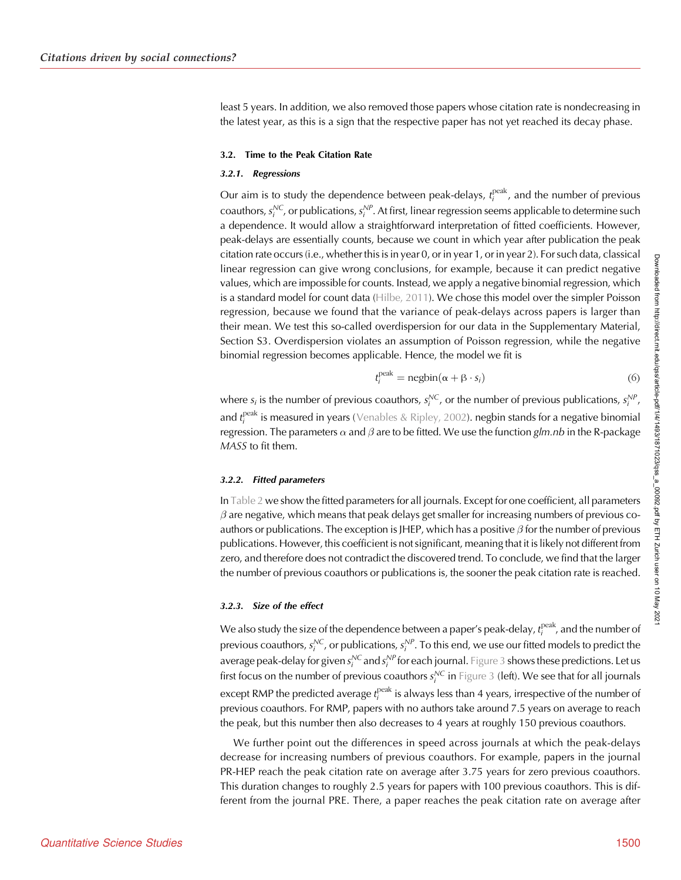least 5 years. In addition, we also removed those papers whose citation rate is nondecreasing in the latest year, as this is a sign that the respective paper has not yet reached its decay phase.

### 3.2. Time to the Peak Citation Rate

#### 3.2.1. *Regressions*

Our aim is to study the dependence between peak-delays, $t_i^{\mathrm{peak}}$, and the number of previous coauthors, $s_i^{NC}$, or publications, $s_i^{NP}$. At first, linear regression seems applicable to determine such a dependence. It would allow a straightforward interpretation of fitted coefficients. However, peak-delays are essentially counts, because we count in which year after publication the peak citation rate occurs (i.e., whether this is in year 0, or in year 1, or in year 2). For such data, classical linear regression can give wrong conclusions, for example, because it can predict negative values, which are impossible for counts. Instead, we apply a negative binomial regression, which is a standard model for count data (Hilbe, 2011). We chose this model over the simpler Poisson regression, because we found that the variance of peak-delays across papers is larger than their mean. We test this so-called overdispersion for our data in the Supplementary Material, Section S3. Overdispersion violates an assumption of Poisson regression, while the negative binomial regression becomes applicable. Hence, the model we fit is

$$t_i^{\mathrm{peak}} = \mathrm{negbin}(\alpha + \beta \cdot s_i) \tag{6}$$

where $s_i$ is the number of previous coauthors, $s_i^{NC}$, or the number of previous publications, $s_i^{NP}$, and $t_i^{\mathrm{peak}}$ is measured in years (Venables & Ripley, 2002). negbin stands for a negative binomial regression. The parameters $\alpha$ and $\beta$ are to be fitted. We use the function *glm.nb* in the R-package *MASS* to fit them.

#### 3.2.2. *Fitted parameters*

In Table 2 we show the fitted parameters for all journals. Except for one coefficient, all parameters $\beta$ are negative, which means that peak delays get smaller for increasing numbers of previous coauthors or publications. The exception is JHEP, which has a positive $\beta$ for the number of previous publications. However, this coefficient is not significant, meaning that it is likely not different from zero, and therefore does not contradict the discovered trend. To conclude, we find that the larger the number of previous coauthors or publications is, the sooner the peak citation rate is reached.

#### 3.2.3. *Size of the effect*

We also study the size of the dependence between a paper's peak-delay, $t_i^{\mathrm{peak}}$, and the number of previous coauthors, $s_i^{NC}$, or publications, $s_i^{NP}$. To this end, we use our fitted models to predict the average peak-delay for given $s_i^{NC}$ and $s_i^{NP}$ for each journal. Figure 3 shows these predictions. Let us first focus on the number of previous coauthors $s_i^{NC}$ in Figure 3 (left). We see that for all journals except RMP the predicted average $t_i^{\mathrm{peak}}$ is always less than 4 years, irrespective of the number of previous coauthors. For RMP, papers with no authors take around 7.5 years on average to reach the peak, but this number then also decreases to 4 years at roughly 150 previous coauthors.

We further point out the differences in speed across journals at which the peak-delays decrease for increasing numbers of previous coauthors. For example, papers in the journal PR-HEP reach the peak citation rate on average after 3.75 years for zero previous coauthors. This duration changes to roughly 2.5 years for papers with 100 previous coauthors. This is different from the journal PRE. There, a paper reaches the peak citation rate on average after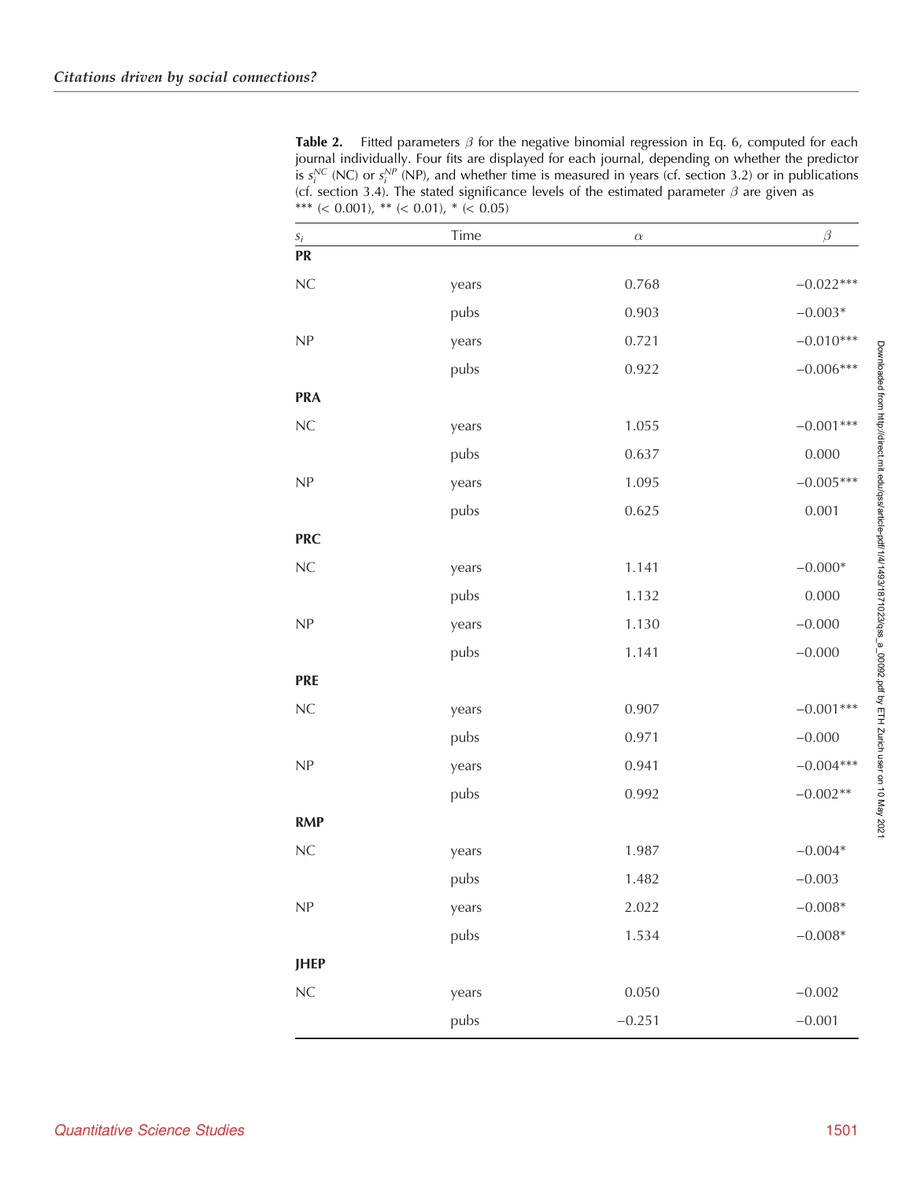**Table 2.** Fitted parameters $\beta$ for the negative binomial regression in Eq. 6, computed for each journal individually. Four fits are displayed for each journal, depending on whether the predictor is $s_i^{NC}$ (NC) or $s_i^{NP}$ (NP), and whether time is measured in years (cf. section 3.2) or in publications (cf. section 3.4). The stated significance levels of the estimated parameter $\beta$ are given as *** (< 0.001), ** (< 0.01), * (< 0.05)

| $s_i$ | Time | $\alpha$ | $\beta$ |
|---|---|---|---|
| **PR** | | | |
| NC | years | 0.768 | −0.022*** |
| | pubs | 0.903 | −0.003* |
| NP | years | 0.721 | −0.010*** |
| | pubs | 0.922 | −0.006*** |
| **PRA** | | | |
| NC | years | 1.055 | −0.001*** |
| | pubs | 0.637 | 0.000 |
| NP | years | 1.095 | −0.005*** |
| | pubs | 0.625 | 0.001 |
| **PRC** | | | |
| NC | years | 1.141 | −0.000* |
| | pubs | 1.132 | 0.000 |
| NP | years | 1.130 | −0.000 |
| | pubs | 1.141 | −0.000 |
| **PRE** | | | |
| NC | years | 0.907 | −0.001*** |
| | pubs | 0.971 | −0.000 |
| NP | years | 0.941 | −0.004*** |
| | pubs | 0.992 | −0.002** |
| **RMP** | | | |
| NC | years | 1.987 | −0.004* |
| | pubs | 1.482 | −0.003 |
| NP | years | 2.022 | −0.008* |
| | pubs | 1.534 | −0.008* |
| **JHEP** | | | |
| NC | years | 0.050 | −0.002 |
| | pubs | −0.251 | −0.001 |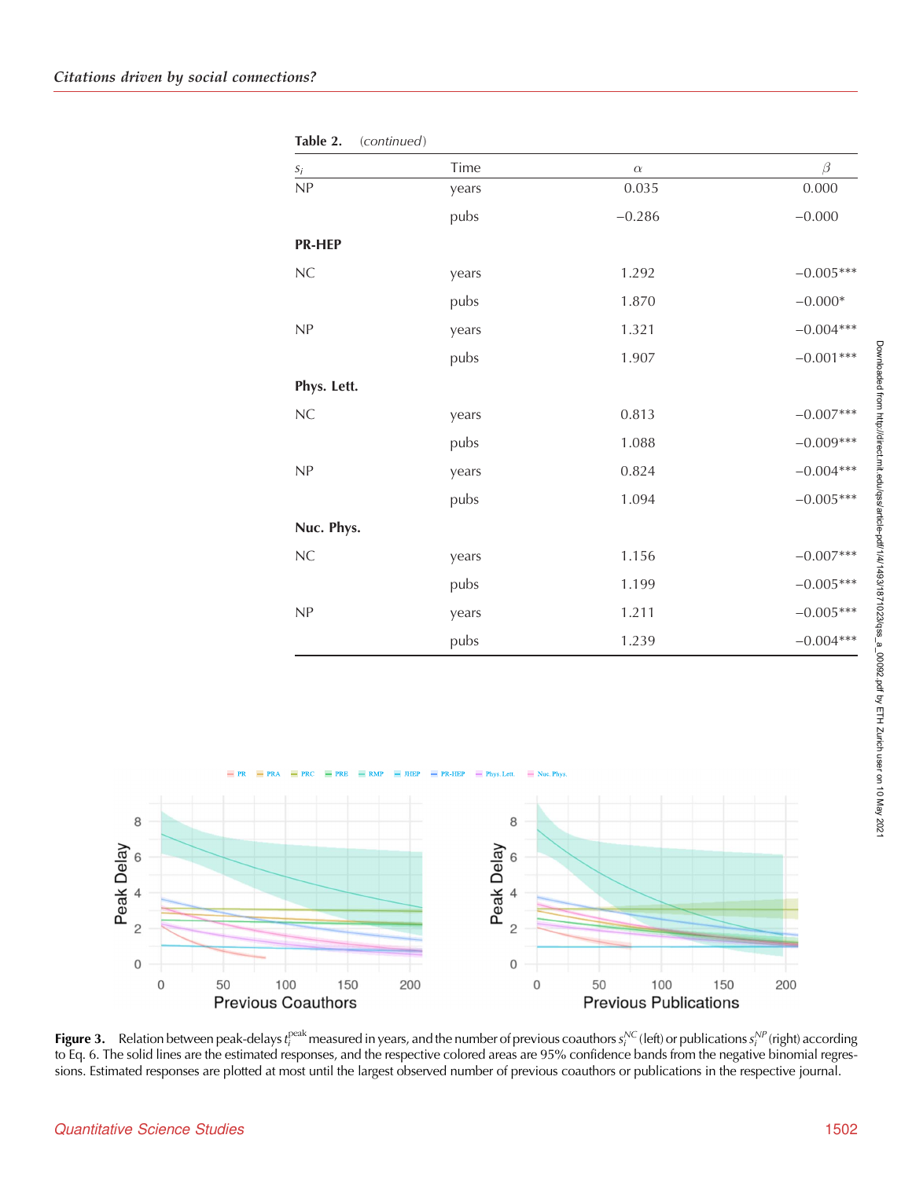**Table 2.** *(continued)*

| $s_i$ | Time | $\alpha$ | $\beta$ |
|---|---|---|---|
| NP | years | 0.035 | 0.000 |
| | pubs | −0.286 | −0.000 |
| **PR-HEP** | | | |
| NC | years | 1.292 | −0.005*** |
| | pubs | 1.870 | −0.000* |
| NP | years | 1.321 | −0.004*** |
| | pubs | 1.907 | −0.001*** |
| **Phys. Lett.** | | | |
| NC | years | 0.813 | −0.007*** |
| | pubs | 1.088 | −0.009*** |
| NP | years | 0.824 | −0.004*** |
| | pubs | 1.094 | −0.005*** |
| **Nuc. Phys.** | | | |
| NC | years | 1.156 | −0.007*** |
| | pubs | 1.199 | −0.005*** |
| NP | years | 1.211 | −0.005*** |
| | pubs | 1.239 | −0.004*** |

**Figure 3.** Relation between peak-delays $t_i^{\text{peak}}$ measured in years, and the number of previous coauthors $s_i^{NC}$ (left) or publications $s_i^{NP}$ (right) according to Eq. 6. The solid lines are the estimated responses, and the respective colored areas are 95% confidence bands from the negative binomial regressions. Estimated responses are plotted at most until the largest observed number of previous coauthors or publications in the respective journal.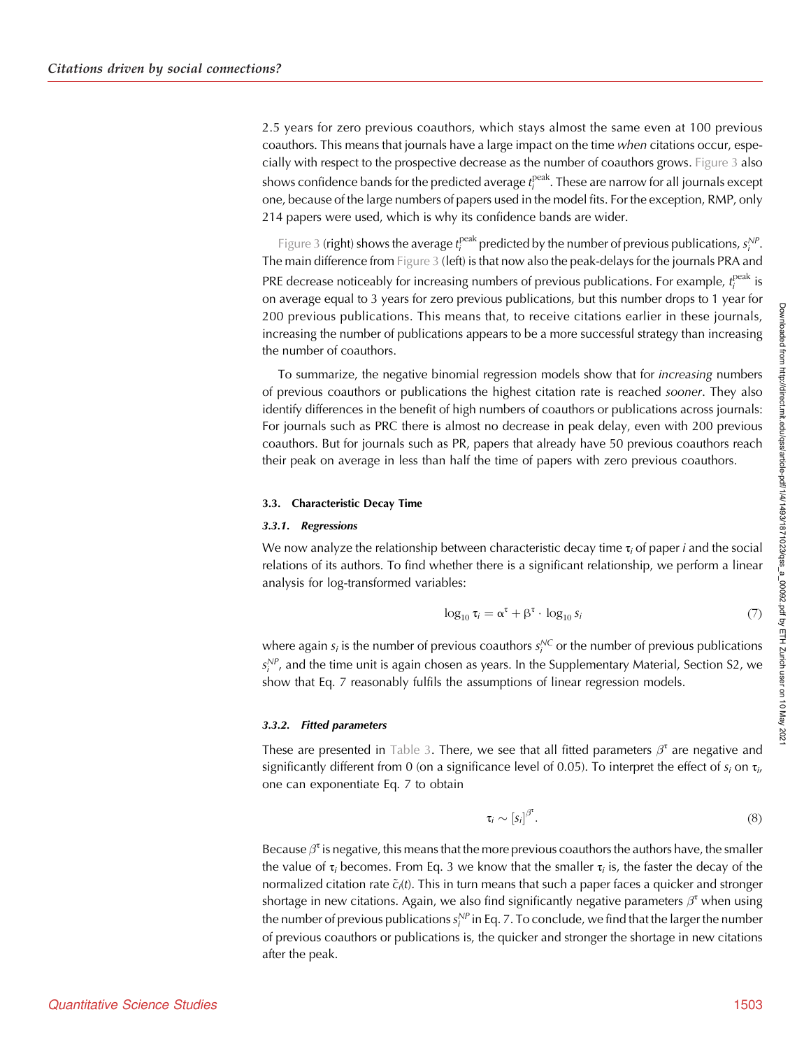2.5 years for zero previous coauthors, which stays almost the same even at 100 previous coauthors. This means that journals have a large impact on the time *when* citations occur, especially with respect to the prospective decrease as the number of coauthors grows. Figure 3 also shows confidence bands for the predicted average $t_i^{\text{peak}}$. These are narrow for all journals except one, because of the large numbers of papers used in the model fits. For the exception, RMP, only 214 papers were used, which is why its confidence bands are wider.

Figure 3 (right) shows the average $t_i^{\text{peak}}$ predicted by the number of previous publications, $s_i^{NP}$. The main difference from Figure 3 (left) is that now also the peak-delays for the journals PRA and PRE decrease noticeably for increasing numbers of previous publications. For example, $t_i^{\text{peak}}$ is on average equal to 3 years for zero previous publications, but this number drops to 1 year for 200 previous publications. This means that, to receive citations earlier in these journals, increasing the number of publications appears to be a more successful strategy than increasing the number of coauthors.

To summarize, the negative binomial regression models show that for *increasing* numbers of previous coauthors or publications the highest citation rate is reached *sooner*. They also identify differences in the benefit of high numbers of coauthors or publications across journals: For journals such as PRC there is almost no decrease in peak delay, even with 200 previous coauthors. But for journals such as PR, papers that already have 50 previous coauthors reach their peak on average in less than half the time of papers with zero previous coauthors.

### 3.3. Characteristic Decay Time

#### 3.3.1. Regressions

We now analyze the relationship between characteristic decay time $\tau_i$ of paper $i$ and the social relations of its authors. To find whether there is a significant relationship, we perform a linear analysis for log-transformed variables:

$$\log_{10} \tau_i = \alpha^{\tau} + \beta^{\tau} \cdot \log_{10} s_i \tag{7}$$

where again $s_i$ is the number of previous coauthors $s_i^{NC}$ or the number of previous publications $s_i^{NP}$, and the time unit is again chosen as years. In the Supplementary Material, Section S2, we show that Eq. 7 reasonably fulfils the assumptions of linear regression models.

#### 3.3.2. Fitted parameters

These are presented in Table 3. There, we see that all fitted parameters $\beta^{\tau}$ are negative and significantly different from 0 (on a significance level of 0.05). To interpret the effect of $s_i$ on $\tau_i$, one can exponentiate Eq. 7 to obtain

$$\tau_i \sim [s_i]^{\beta^{\tau}}. \tag{8}$$

Because $\beta^{\tau}$ is negative, this means that the more previous coauthors the authors have, the smaller the value of $\tau_i$ becomes. From Eq. 3 we know that the smaller $\tau_i$ is, the faster the decay of the normalized citation rate $\tilde{c}_i(t)$. This in turn means that such a paper faces a quicker and stronger shortage in new citations. Again, we also find significantly negative parameters $\beta^{\tau}$ when using the number of previous publications $s_i^{NP}$ in Eq. 7. To conclude, we find that the larger the number of previous coauthors or publications is, the quicker and stronger the shortage in new citations after the peak.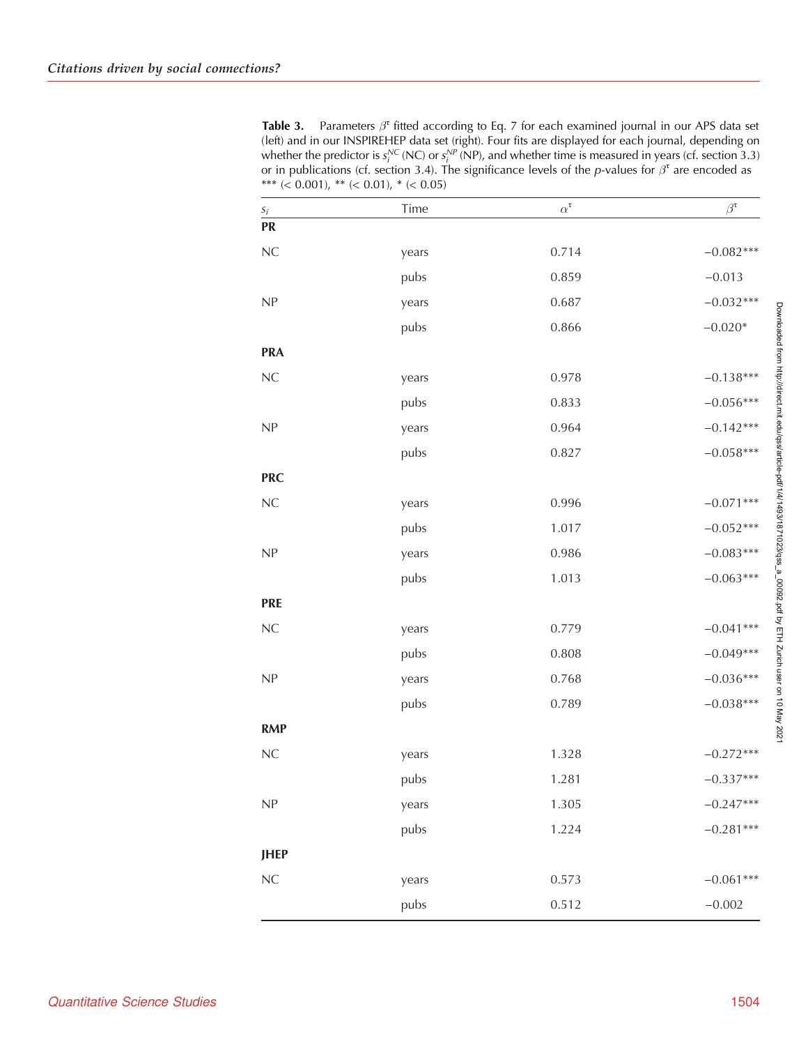**Table 3.** Parameters $\beta^{\tau}$ fitted according to Eq. 7 for each examined journal in our APS data set (left) and in our INSPIREHEP data set (right). Four fits are displayed for each journal, depending on whether the predictor is $s_i^{NC}$ (NC) or $s_i^{NP}$ (NP), and whether time is measured in years (cf. section 3.3) or in publications (cf. section 3.4). The significance levels of the *p*-values for $\beta^{\tau}$ are encoded as *** (< 0.001), ** (< 0.01), * (< 0.05)

| $s_i$ | Time | $\alpha^{\tau}$ | $\beta^{\tau}$ |
|---|---|---|---|
| **PR** | | | |
| NC | years | 0.714 | −0.082*** |
| | pubs | 0.859 | −0.013 |
| NP | years | 0.687 | −0.032*** |
| | pubs | 0.866 | −0.020* |
| **PRA** | | | |
| NC | years | 0.978 | −0.138*** |
| | pubs | 0.833 | −0.056*** |
| NP | years | 0.964 | −0.142*** |
| | pubs | 0.827 | −0.058*** |
| **PRC** | | | |
| NC | years | 0.996 | −0.071*** |
| | pubs | 1.017 | −0.052*** |
| NP | years | 0.986 | −0.083*** |
| | pubs | 1.013 | −0.063*** |
| **PRE** | | | |
| NC | years | 0.779 | −0.041*** |
| | pubs | 0.808 | −0.049*** |
| NP | years | 0.768 | −0.036*** |
| | pubs | 0.789 | −0.038*** |
| **RMP** | | | |
| NC | years | 1.328 | −0.272*** |
| | pubs | 1.281 | −0.337*** |
| NP | years | 1.305 | −0.247*** |
| | pubs | 1.224 | −0.281*** |
| **JHEP** | | | |
| NC | years | 0.573 | −0.061*** |
| | pubs | 0.512 | −0.002 |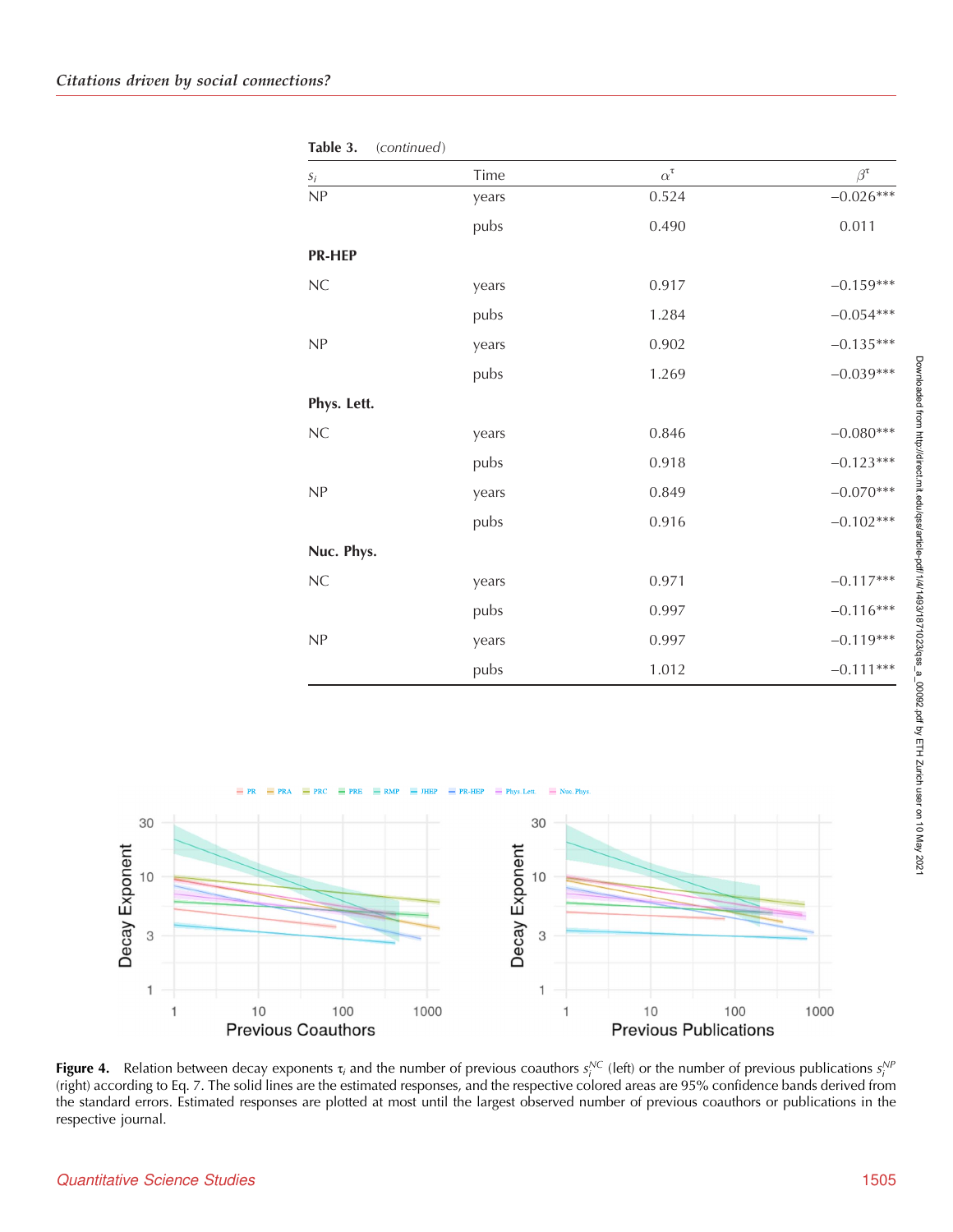**Table 3.** (*continued*)

| $s_i$ | Time | $\alpha^\tau$ | $\beta^\tau$ |
|---|---|---|---|
| NP | years | 0.524 | −0.026*** |
| | pubs | 0.490 | 0.011 |
| **PR-HEP** | | | |
| NC | years | 0.917 | −0.159*** |
| | pubs | 1.284 | −0.054*** |
| NP | years | 0.902 | −0.135*** |
| | pubs | 1.269 | −0.039*** |
| **Phys. Lett.** | | | |
| NC | years | 0.846 | −0.080*** |
| | pubs | 0.918 | −0.123*** |
| NP | years | 0.849 | −0.070*** |
| | pubs | 0.916 | −0.102*** |
| **Nuc. Phys.** | | | |
| NC | years | 0.971 | −0.117*** |
| | pubs | 0.997 | −0.116*** |
| NP | years | 0.997 | −0.119*** |
| | pubs | 1.012 | −0.111*** |

**Figure 4.** Relation between decay exponents $\tau_i$ and the number of previous coauthors $s_i^{NC}$ (left) or the number of previous publications $s_i^{NP}$ (right) according to Eq. 7. The solid lines are the estimated responses, and the respective colored areas are 95% confidence bands derived from the standard errors. Estimated responses are plotted at most until the largest observed number of previous coauthors or publications in the respective journal.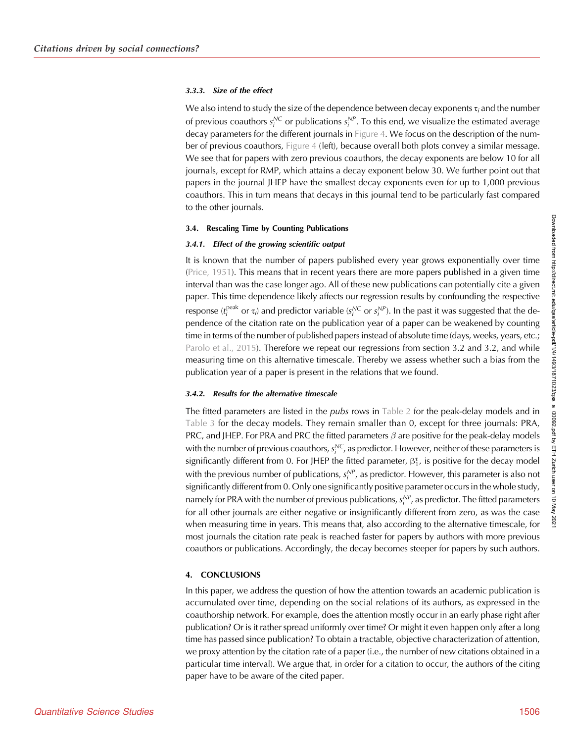#### 3.3.3. Size of the effect

We also intend to study the size of the dependence between decay exponents $\tau_i$ and the number of previous coauthors $s_i^{NC}$ or publications $s_i^{NP}$. To this end, we visualize the estimated average decay parameters for the different journals in Figure 4. We focus on the description of the number of previous coauthors, Figure 4 (left), because overall both plots convey a similar message. We see that for papers with zero previous coauthors, the decay exponents are below 10 for all journals, except for RMP, which attains a decay exponent below 30. We further point out that papers in the journal JHEP have the smallest decay exponents even for up to 1,000 previous coauthors. This in turn means that decays in this journal tend to be particularly fast compared to the other journals.

### 3.4. Rescaling Time by Counting Publications

#### 3.4.1. Effect of the growing scientific output

It is known that the number of papers published every year grows exponentially over time (Price, 1951). This means that in recent years there are more papers published in a given time interval than was the case longer ago. All of these new publications can potentially cite a given paper. This time dependence likely affects our regression results by confounding the respective response ($t_i^{\text{peak}}$ or $\tau_i$) and predictor variable ($s_i^{NC}$ or $s_i^{NP}$). In the past it was suggested that the dependence of the citation rate on the publication year of a paper can be weakened by counting time in terms of the number of published papers instead of absolute time (days, weeks, years, etc.; Parolo et al., 2015). Therefore we repeat our regressions from section 3.2 and 3.2, and while measuring time on this alternative timescale. Thereby we assess whether such a bias from the publication year of a paper is present in the relations that we found.

#### 3.4.2. Results for the alternative timescale

The fitted parameters are listed in the *pubs* rows in Table 2 for the peak-delay models and in Table 3 for the decay models. They remain smaller than 0, except for three journals: PRA, PRC, and JHEP. For PRA and PRC the fitted parameters $\beta$ are positive for the peak-delay models with the number of previous coauthors, $s_i^{NC}$, as predictor. However, neither of these parameters is significantly different from 0. For JHEP the fitted parameter, $\beta_1^{\tau}$, is positive for the decay model with the previous number of publications, $s_i^{NP}$, as predictor. However, this parameter is also not significantly different from 0. Only one significantly positive parameter occurs in the whole study, namely for PRA with the number of previous publications, $s_i^{NP}$, as predictor. The fitted parameters for all other journals are either negative or insignificantly different from zero, as was the case when measuring time in years. This means that, also according to the alternative timescale, for most journals the citation rate peak is reached faster for papers by authors with more previous coauthors or publications. Accordingly, the decay becomes steeper for papers by such authors.

## 4. CONCLUSIONS

In this paper, we address the question of how the attention towards an academic publication is accumulated over time, depending on the social relations of its authors, as expressed in the coauthorship network. For example, does the attention mostly occur in an early phase right after publication? Or is it rather spread uniformly over time? Or might it even happen only after a long time has passed since publication? To obtain a tractable, objective characterization of attention, we proxy attention by the citation rate of a paper (i.e., the number of new citations obtained in a particular time interval). We argue that, in order for a citation to occur, the authors of the citing paper have to be aware of the cited paper.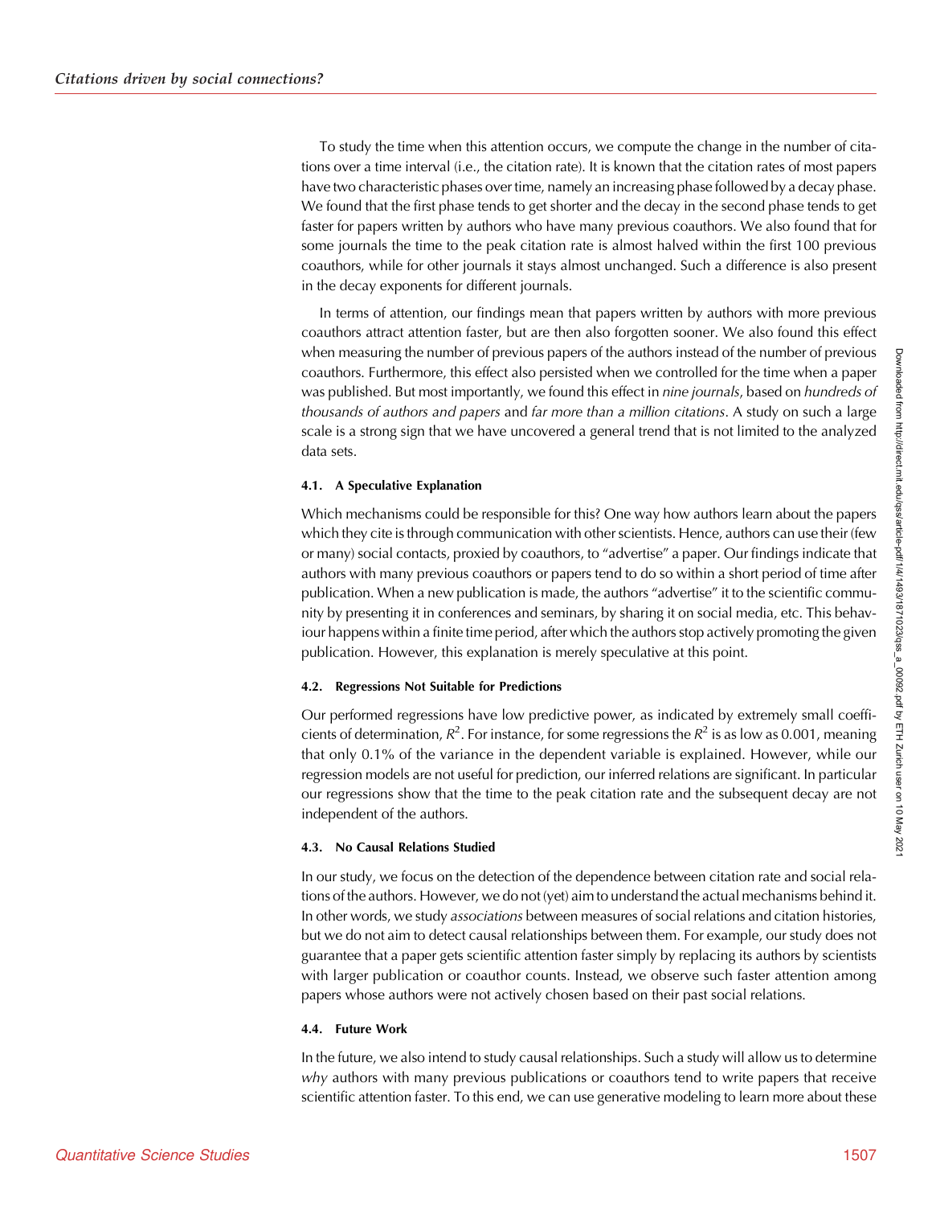To study the time when this attention occurs, we compute the change in the number of citations over a time interval (i.e., the citation rate). It is known that the citation rates of most papers have two characteristic phases over time, namely an increasing phase followed by a decay phase. We found that the first phase tends to get shorter and the decay in the second phase tends to get faster for papers written by authors who have many previous coauthors. We also found that for some journals the time to the peak citation rate is almost halved within the first 100 previous coauthors, while for other journals it stays almost unchanged. Such a difference is also present in the decay exponents for different journals.

In terms of attention, our findings mean that papers written by authors with more previous coauthors attract attention faster, but are then also forgotten sooner. We also found this effect when measuring the number of previous papers of the authors instead of the number of previous coauthors. Furthermore, this effect also persisted when we controlled for the time when a paper was published. But most importantly, we found this effect in *nine journals*, based on *hundreds of thousands of authors and papers* and *far more than a million citations*. A study on such a large scale is a strong sign that we have uncovered a general trend that is not limited to the analyzed data sets.

#### 4.1. A Speculative Explanation

Which mechanisms could be responsible for this? One way how authors learn about the papers which they cite is through communication with other scientists. Hence, authors can use their (few or many) social contacts, proxied by coauthors, to "advertise" a paper. Our findings indicate that authors with many previous coauthors or papers tend to do so within a short period of time after publication. When a new publication is made, the authors "advertise" it to the scientific community by presenting it in conferences and seminars, by sharing it on social media, etc. This behaviour happens within a finite time period, after which the authors stop actively promoting the given publication. However, this explanation is merely speculative at this point.

#### 4.2. Regressions Not Suitable for Predictions

Our performed regressions have low predictive power, as indicated by extremely small coefficients of determination, $R^2$. For instance, for some regressions the $R^2$ is as low as 0.001, meaning that only 0.1% of the variance in the dependent variable is explained. However, while our regression models are not useful for prediction, our inferred relations are significant. In particular our regressions show that the time to the peak citation rate and the subsequent decay are not independent of the authors.

#### 4.3. No Causal Relations Studied

In our study, we focus on the detection of the dependence between citation rate and social relations of the authors. However, we do not (yet) aim to understand the actual mechanisms behind it. In other words, we study *associations* between measures of social relations and citation histories, but we do not aim to detect causal relationships between them. For example, our study does not guarantee that a paper gets scientific attention faster simply by replacing its authors by scientists with larger publication or coauthor counts. Instead, we observe such faster attention among papers whose authors were not actively chosen based on their past social relations.

#### 4.4. Future Work

In the future, we also intend to study causal relationships. Such a study will allow us to determine *why* authors with many previous publications or coauthors tend to write papers that receive scientific attention faster. To this end, we can use generative modeling to learn more about these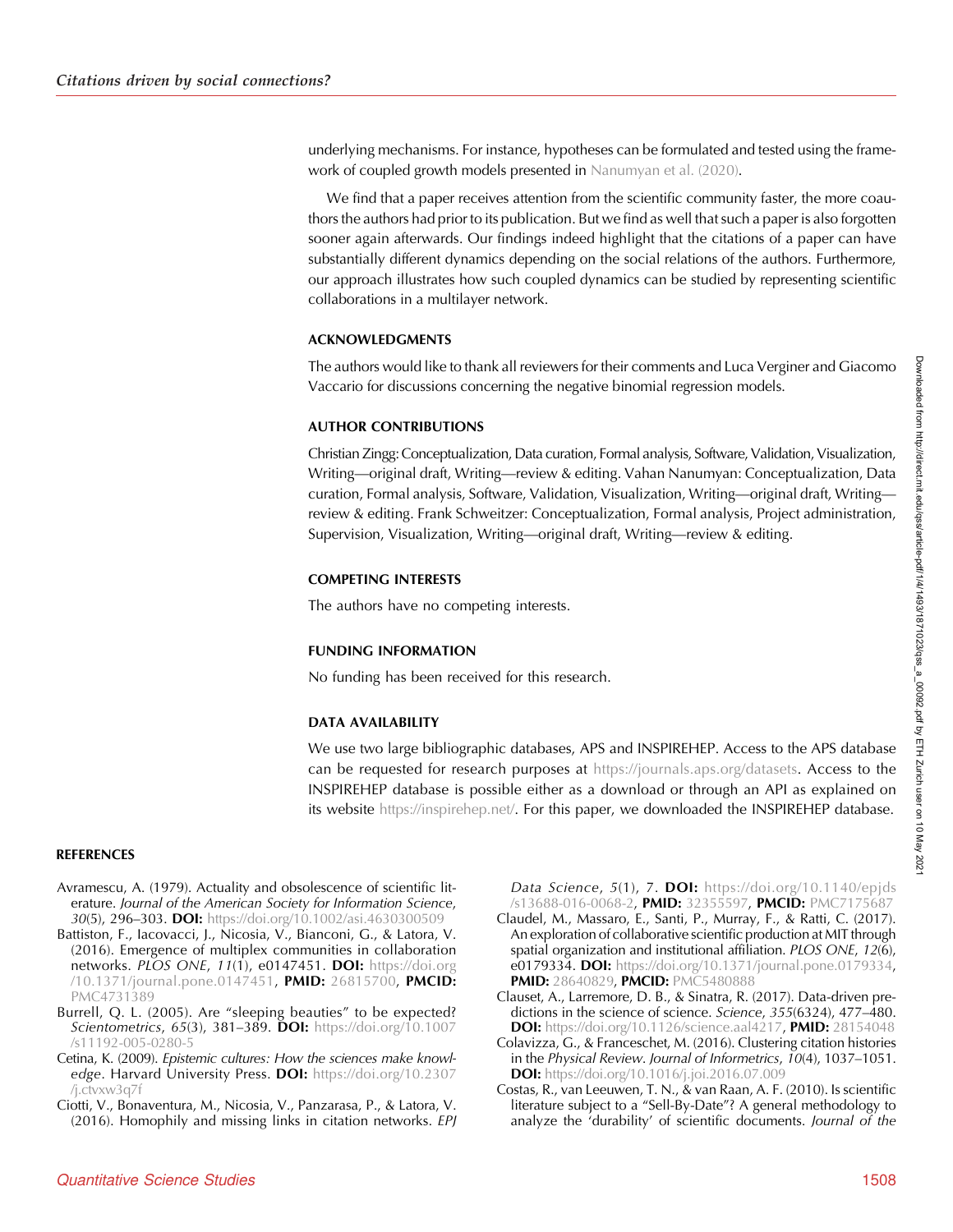underlying mechanisms. For instance, hypotheses can be formulated and tested using the framework of coupled growth models presented in Nanumyan et al. (2020).

We find that a paper receives attention from the scientific community faster, the more coauthors the authors had prior to its publication. But we find as well that such a paper is also forgotten sooner again afterwards. Our findings indeed highlight that the citations of a paper can have substantially different dynamics depending on the social relations of the authors. Furthermore, our approach illustrates how such coupled dynamics can be studied by representing scientific collaborations in a multilayer network.

## ACKNOWLEDGMENTS

The authors would like to thank all reviewers for their comments and Luca Verginer and Giacomo Vaccario for discussions concerning the negative binomial regression models.

## AUTHOR CONTRIBUTIONS

Christian Zingg: Conceptualization, Data curation, Formal analysis, Software, Validation, Visualization, Writing—original draft, Writing—review & editing. Vahan Nanumyan: Conceptualization, Data curation, Formal analysis, Software, Validation, Visualization, Writing—original draft, Writing—review & editing. Frank Schweitzer: Conceptualization, Formal analysis, Project administration, Supervision, Visualization, Writing—original draft, Writing—review & editing.

## COMPETING INTERESTS

The authors have no competing interests.

## FUNDING INFORMATION

No funding has been received for this research.

## DATA AVAILABILITY

We use two large bibliographic databases, APS and INSPIREHEP. Access to the APS database can be requested for research purposes at https://journals.aps.org/datasets. Access to the INSPIREHEP database is possible either as a download or through an API as explained on its website https://inspirehep.net/. For this paper, we downloaded the INSPIREHEP database.

## REFERENCES

Avramescu, A. (1979). Actuality and obsolescence of scientific literature. *Journal of the American Society for Information Science*, *30*(5), 296–303. **DOI:** https://doi.org/10.1002/asi.4630300509

Battiston, F., Iacovacci, J., Nicosia, V., Bianconi, G., & Latora, V. (2016). Emergence of multiplex communities in collaboration networks. *PLOS ONE*, *11*(1), e0147451. **DOI:** https://doi.org/10.1371/journal.pone.0147451, **PMID:** 26815700, **PMCID:** PMC4731389

Burrell, Q. L. (2005). Are "sleeping beauties" to be expected? *Scientometrics*, *65*(3), 381–389. **DOI:** https://doi.org/10.1007/s11192-005-0280-5

Cetina, K. (2009). *Epistemic cultures: How the sciences make knowledge*. Harvard University Press. **DOI:** https://doi.org/10.2307/j.ctvxw3q7f

Ciotti, V., Bonaventura, M., Nicosia, V., Panzarasa, P., & Latora, V. (2016). Homophily and missing links in citation networks. *EPJ Data Science*, *5*(1), 7. **DOI:** https://doi.org/10.1140/epjds/s13688-016-0068-2, **PMID:** 32355597, **PMCID:** PMC7175687

Claudel, M., Massaro, E., Santi, P., Murray, F., & Ratti, C. (2017). An exploration of collaborative scientific production at MIT through spatial organization and institutional affiliation. *PLOS ONE*, *12*(6), e0179334. **DOI:** https://doi.org/10.1371/journal.pone.0179334, **PMID:** 28640829, **PMCID:** PMC5480888

Clauset, A., Larremore, D. B., & Sinatra, R. (2017). Data-driven predictions in the science of science. *Science*, *355*(6324), 477–480. **DOI:** https://doi.org/10.1126/science.aal4217, **PMID:** 28154048

Colavizza, G., & Franceschet, M. (2016). Clustering citation histories in the *Physical Review*. *Journal of Informetrics*, *10*(4), 1037–1051. **DOI:** https://doi.org/10.1016/j.joi.2016.07.009

Costas, R., van Leeuwen, T. N., & van Raan, A. F. (2010). Is scientific literature subject to a "Sell-By-Date"? A general methodology to analyze the 'durability' of scientific documents. *Journal of the*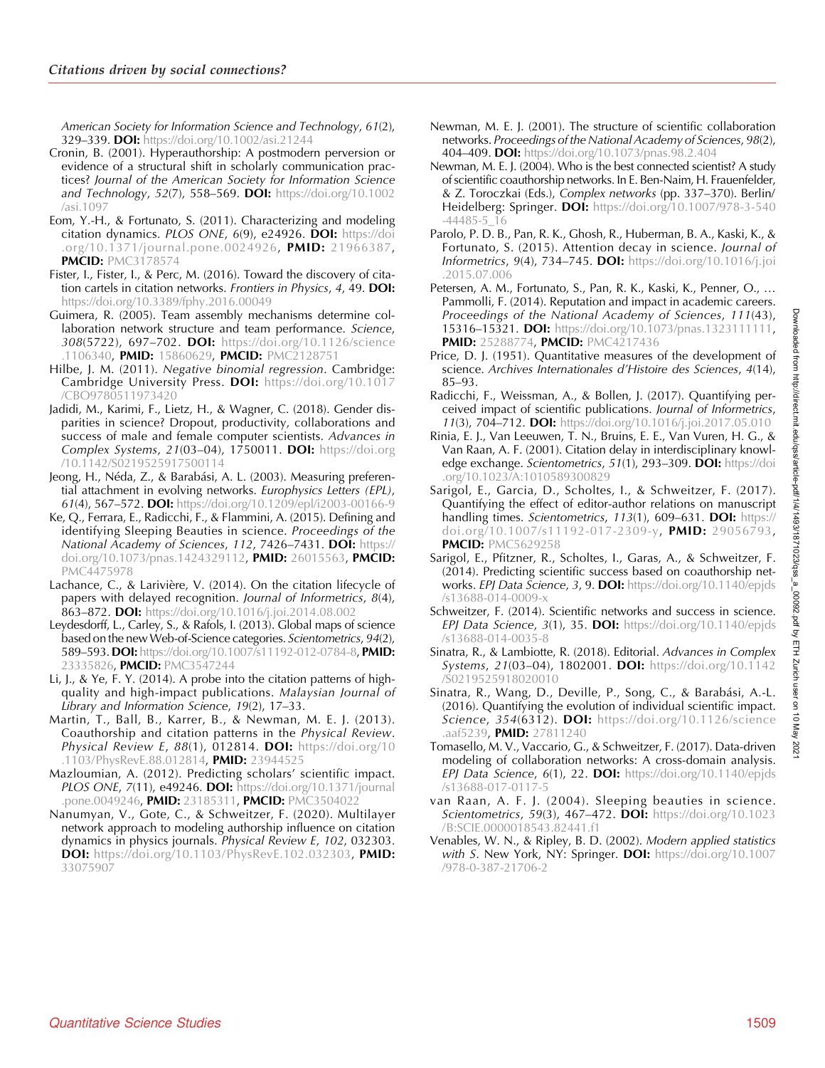*American Society for Information Science and Technology*, *61*(2), 329–339. **DOI:** https://doi.org/10.1002/asi.21244

Cronin, B. (2001). Hyperauthorship: A postmodern perversion or evidence of a structural shift in scholarly communication practices? *Journal of the American Society for Information Science and Technology*, *52*(7), 558–569. **DOI:** https://doi.org/10.1002/asi.1097

Eom, Y.-H., & Fortunato, S. (2011). Characterizing and modeling citation dynamics. *PLOS ONE*, *6*(9), e24926. **DOI:** https://doi.org/10.1371/journal.pone.0024926, **PMID:** 21966387, **PMCID:** PMC3178574

Fister, I., Fister, I., & Perc, M. (2016). Toward the discovery of citation cartels in citation networks. *Frontiers in Physics*, *4*, 49. **DOI:** https://doi.org/10.3389/fphy.2016.00049

Guimera, R. (2005). Team assembly mechanisms determine collaboration network structure and team performance. *Science*, *308*(5722), 697–702. **DOI:** https://doi.org/10.1126/science.1106340, **PMID:** 15860629, **PMCID:** PMC2128751

Hilbe, J. M. (2011). *Negative binomial regression*. Cambridge: Cambridge University Press. **DOI:** https://doi.org/10.1017/CBO9780511973420

Jadidi, M., Karimi, F., Lietz, H., & Wagner, C. (2018). Gender disparities in science? Dropout, productivity, collaborations and success of male and female computer scientists. *Advances in Complex Systems*, *21*(03–04), 1750011. **DOI:** https://doi.org/10.1142/S0219525917500114

Jeong, H., Néda, Z., & Barabási, A. L. (2003). Measuring preferential attachment in evolving networks. *Europhysics Letters (EPL)*, *61*(4), 567–572. **DOI:** https://doi.org/10.1209/epl/i2003-00166-9

Ke, Q., Ferrara, E., Radicchi, F., & Flammini, A. (2015). Defining and identifying Sleeping Beauties in science. *Proceedings of the National Academy of Sciences*, *112*, 7426–7431. **DOI:** https://doi.org/10.1073/pnas.1424329112, **PMID:** 26015563, **PMCID:** PMC4475978

Lachance, C., & Larivière, V. (2014). On the citation lifecycle of papers with delayed recognition. *Journal of Informetrics*, *8*(4), 863–872. **DOI:** https://doi.org/10.1016/j.joi.2014.08.002

Leydesdorff, L., Carley, S., & Rafols, I. (2013). Global maps of science based on the new Web-of-Science categories. *Scientometrics*, *94*(2), 589–593. **DOI:** https://doi.org/10.1007/s11192-012-0784-8, **PMID:** 23335826, **PMCID:** PMC3547244

Li, J., & Ye, F. Y. (2014). A probe into the citation patterns of high-quality and high-impact publications. *Malaysian Journal of Library and Information Science*, *19*(2), 17–33.

Martin, T., Ball, B., Karrer, B., & Newman, M. E. J. (2013). Coauthorship and citation patterns in the *Physical Review*. *Physical Review E*, *88*(1), 012814. **DOI:** https://doi.org/10.1103/PhysRevE.88.012814, **PMID:** 23944525

Mazloumian, A. (2012). Predicting scholars' scientific impact. *PLOS ONE*, *7*(11), e49246. **DOI:** https://doi.org/10.1371/journal.pone.0049246, **PMID:** 23185311, **PMCID:** PMC3504022

Nanumyan, V., Gote, C., & Schweitzer, F. (2020). Multilayer network approach to modeling authorship influence on citation dynamics in physics journals. *Physical Review E*, *102*, 032303. **DOI:** https://doi.org/10.1103/PhysRevE.102.032303, **PMID:** 33075907

Newman, M. E. J. (2001). The structure of scientific collaboration networks. *Proceedings of the National Academy of Sciences*, *98*(2), 404–409. **DOI:** https://doi.org/10.1073/pnas.98.2.404

Newman, M. E. J. (2004). Who is the best connected scientist? A study of scientific coauthorship networks. In E. Ben-Naim, H. Frauenfelder, & Z. Toroczkai (Eds.), *Complex networks* (pp. 337–370). Berlin/Heidelberg: Springer. **DOI:** https://doi.org/10.1007/978-3-540-44485-5_16

Parolo, P. D. B., Pan, R. K., Ghosh, R., Huberman, B. A., Kaski, K., & Fortunato, S. (2015). Attention decay in science. *Journal of Informetrics*, *9*(4), 734–745. **DOI:** https://doi.org/10.1016/j.joi.2015.07.006

Petersen, A. M., Fortunato, S., Pan, R. K., Kaski, K., Penner, O., … Pammolli, F. (2014). Reputation and impact in academic careers. *Proceedings of the National Academy of Sciences*, *111*(43), 15316–15321. **DOI:** https://doi.org/10.1073/pnas.1323111111, **PMID:** 25288774, **PMCID:** PMC4217436

Price, D. J. (1951). Quantitative measures of the development of science. *Archives Internationales d'Histoire des Sciences*, *4*(14), 85–93.

Radicchi, F., Weissman, A., & Bollen, J. (2017). Quantifying perceived impact of scientific publications. *Journal of Informetrics*, *11*(3), 704–712. **DOI:** https://doi.org/10.1016/j.joi.2017.05.010

Rinia, E. J., Van Leeuwen, T. N., Bruins, E. E., Van Vuren, H. G., & Van Raan, A. F. (2001). Citation delay in interdisciplinary knowledge exchange. *Scientometrics*, *51*(1), 293–309. **DOI:** https://doi.org/10.1023/A:1010589300829

Sarigol, E., Garcia, D., Scholtes, I., & Schweitzer, F. (2017). Quantifying the effect of editor-author relations on manuscript handling times. *Scientometrics*, *113*(1), 609–631. **DOI:** https://doi.org/10.1007/s11192-017-2309-y, **PMID:** 29056793, **PMCID:** PMC5629258

Sarigol, E., Pfitzner, R., Scholtes, I., Garas, A., & Schweitzer, F. (2014). Predicting scientific success based on coauthorship networks. *EPJ Data Science*, *3*, 9. **DOI:** https://doi.org/10.1140/epjds/s13688-014-0009-x

Schweitzer, F. (2014). Scientific networks and success in science. *EPJ Data Science*, *3*(1), 35. **DOI:** https://doi.org/10.1140/epjds/s13688-014-0035-8

Sinatra, R., & Lambiotte, R. (2018). Editorial. *Advances in Complex Systems*, *21*(03–04), 1802001. **DOI:** https://doi.org/10.1142/S0219525918020010

Sinatra, R., Wang, D., Deville, P., Song, C., & Barabási, A.-L. (2016). Quantifying the evolution of individual scientific impact. *Science*, *354*(6312). **DOI:** https://doi.org/10.1126/science.aaf5239, **PMID:** 27811240

Tomasello, M. V., Vaccario, G., & Schweitzer, F. (2017). Data-driven modeling of collaboration networks: A cross-domain analysis. *EPJ Data Science*, *6*(1), 22. **DOI:** https://doi.org/10.1140/epjds/s13688-017-0117-5

van Raan, A. F. J. (2004). Sleeping beauties in science. *Scientometrics*, *59*(3), 467–472. **DOI:** https://doi.org/10.1023/B:SCIE.0000018543.82441.f1

Venables, W. N., & Ripley, B. D. (2002). *Modern applied statistics with S*. New York, NY: Springer. **DOI:** https://doi.org/10.1007/978-0-387-21706-2